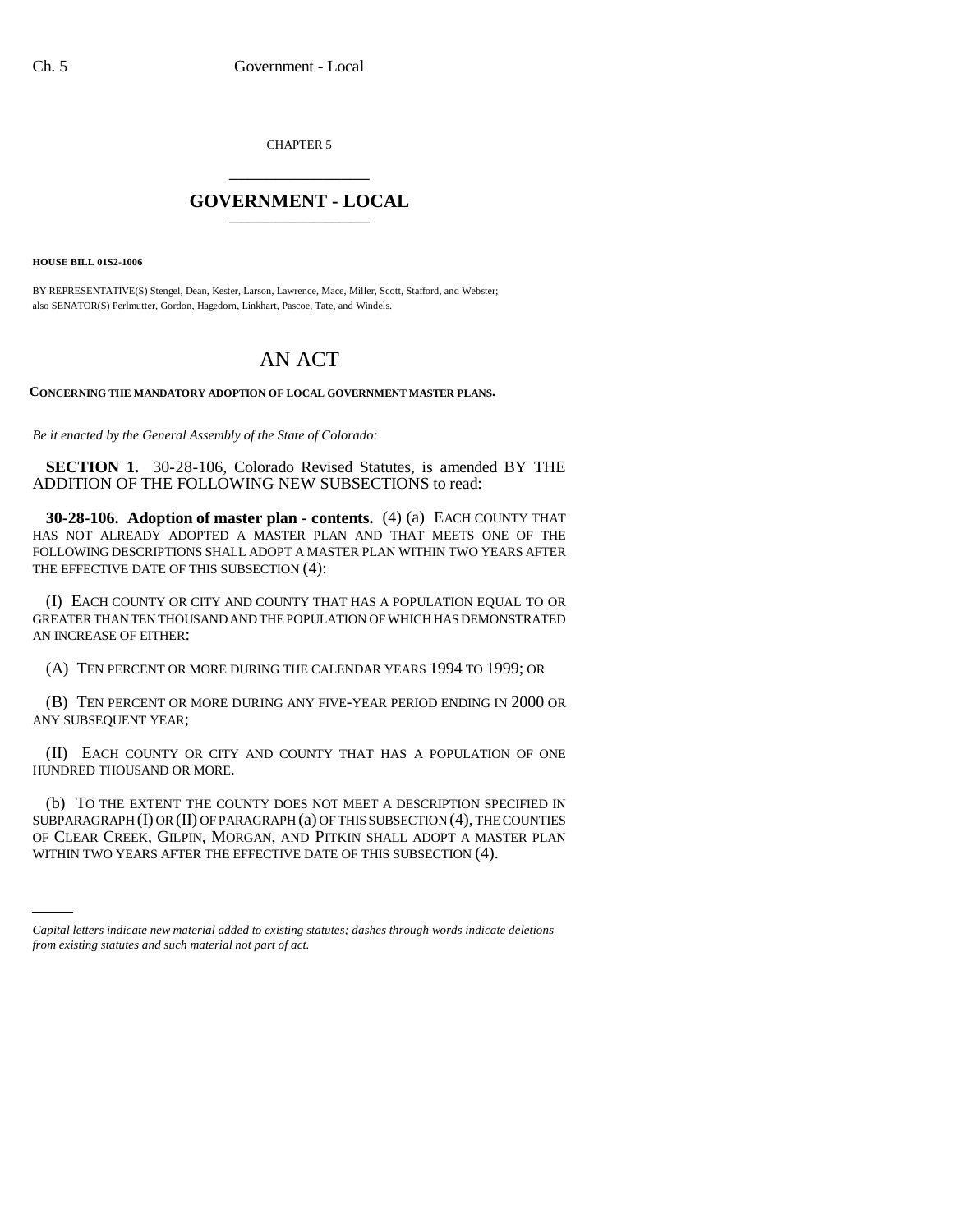CHAPTER 5

# GOVERNMENT - LOCAL

**HOUSE BILL 01S2-1006**

BY REPRESENTATIVE(S) Stengel, Dean, Kester, Larson, Lawrence, Mace, Miller, Scott, Stafford, and Webster;
also SENATOR(S) Perlmutter, Gordon, Hagedorn, Linkhart, Pascoe, Tate, and Windels.

# AN ACT

**CONCERNING THE MANDATORY ADOPTION OF LOCAL GOVERNMENT MASTER PLANS.**

*Be it enacted by the General Assembly of the State of Colorado:*

**SECTION 1.** 30-28-106, Colorado Revised Statutes, is amended BY THE ADDITION OF THE FOLLOWING NEW SUBSECTIONS to read:

**30-28-106. Adoption of master plan - contents.** (4) (a) EACH COUNTY THAT HAS NOT ALREADY ADOPTED A MASTER PLAN AND THAT MEETS ONE OF THE FOLLOWING DESCRIPTIONS SHALL ADOPT A MASTER PLAN WITHIN TWO YEARS AFTER THE EFFECTIVE DATE OF THIS SUBSECTION (4):

(I) EACH COUNTY OR CITY AND COUNTY THAT HAS A POPULATION EQUAL TO OR GREATER THAN TEN THOUSAND AND THE POPULATION OF WHICH HAS DEMONSTRATED AN INCREASE OF EITHER:

(A) TEN PERCENT OR MORE DURING THE CALENDAR YEARS 1994 TO 1999; OR

(B) TEN PERCENT OR MORE DURING ANY FIVE-YEAR PERIOD ENDING IN 2000 OR ANY SUBSEQUENT YEAR;

(II) EACH COUNTY OR CITY AND COUNTY THAT HAS A POPULATION OF ONE HUNDRED THOUSAND OR MORE.

(b) TO THE EXTENT THE COUNTY DOES NOT MEET A DESCRIPTION SPECIFIED IN SUBPARAGRAPH (I) OR (II) OF PARAGRAPH (a) OF THIS SUBSECTION (4), THE COUNTIES OF CLEAR CREEK, GILPIN, MORGAN, AND PITKIN SHALL ADOPT A MASTER PLAN WITHIN TWO YEARS AFTER THE EFFECTIVE DATE OF THIS SUBSECTION (4).

*Capital letters indicate new material added to existing statutes; dashes through words indicate deletions from existing statutes and such material not part of act.*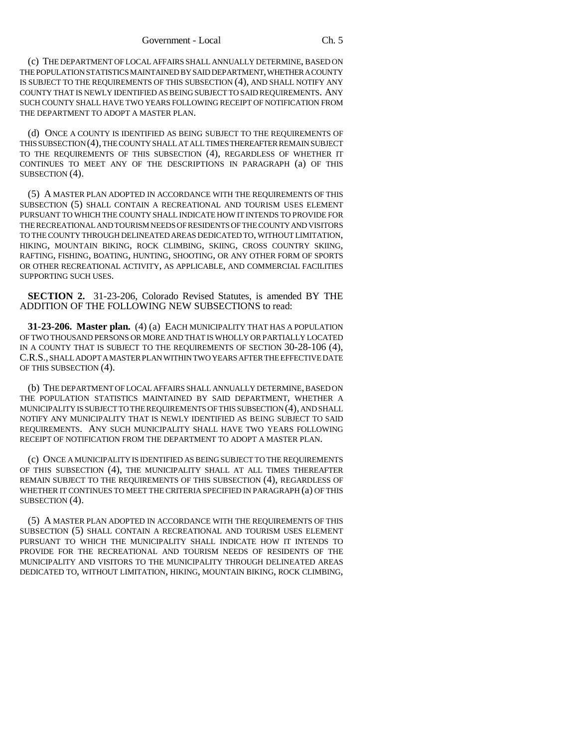(c) THE DEPARTMENT OF LOCAL AFFAIRS SHALL ANNUALLY DETERMINE, BASED ON THE POPULATION STATISTICS MAINTAINED BY SAID DEPARTMENT, WHETHER A COUNTY IS SUBJECT TO THE REQUIREMENTS OF THIS SUBSECTION (4), AND SHALL NOTIFY ANY COUNTY THAT IS NEWLY IDENTIFIED AS BEING SUBJECT TO SAID REQUIREMENTS. ANY SUCH COUNTY SHALL HAVE TWO YEARS FOLLOWING RECEIPT OF NOTIFICATION FROM THE DEPARTMENT TO ADOPT A MASTER PLAN.

(d) ONCE A COUNTY IS IDENTIFIED AS BEING SUBJECT TO THE REQUIREMENTS OF THIS SUBSECTION (4), THE COUNTY SHALL AT ALL TIMES THEREAFTER REMAIN SUBJECT TO THE REQUIREMENTS OF THIS SUBSECTION (4), REGARDLESS OF WHETHER IT CONTINUES TO MEET ANY OF THE DESCRIPTIONS IN PARAGRAPH (a) OF THIS SUBSECTION (4).

(5) A MASTER PLAN ADOPTED IN ACCORDANCE WITH THE REQUIREMENTS OF THIS SUBSECTION (5) SHALL CONTAIN A RECREATIONAL AND TOURISM USES ELEMENT PURSUANT TO WHICH THE COUNTY SHALL INDICATE HOW IT INTENDS TO PROVIDE FOR THE RECREATIONAL AND TOURISM NEEDS OF RESIDENTS OF THE COUNTY AND VISITORS TO THE COUNTY THROUGH DELINEATED AREAS DEDICATED TO, WITHOUT LIMITATION, HIKING, MOUNTAIN BIKING, ROCK CLIMBING, SKIING, CROSS COUNTRY SKIING, RAFTING, FISHING, BOATING, HUNTING, SHOOTING, OR ANY OTHER FORM OF SPORTS OR OTHER RECREATIONAL ACTIVITY, AS APPLICABLE, AND COMMERCIAL FACILITIES SUPPORTING SUCH USES.

**SECTION 2.** 31-23-206, Colorado Revised Statutes, is amended BY THE ADDITION OF THE FOLLOWING NEW SUBSECTIONS to read:

**31-23-206. Master plan.** (4) (a) EACH MUNICIPALITY THAT HAS A POPULATION OF TWO THOUSAND PERSONS OR MORE AND THAT IS WHOLLY OR PARTIALLY LOCATED IN A COUNTY THAT IS SUBJECT TO THE REQUIREMENTS OF SECTION 30-28-106 (4), C.R.S., SHALL ADOPT A MASTER PLAN WITHIN TWO YEARS AFTER THE EFFECTIVE DATE OF THIS SUBSECTION (4).

(b) THE DEPARTMENT OF LOCAL AFFAIRS SHALL ANNUALLY DETERMINE, BASED ON THE POPULATION STATISTICS MAINTAINED BY SAID DEPARTMENT, WHETHER A MUNICIPALITY IS SUBJECT TO THE REQUIREMENTS OF THIS SUBSECTION (4), AND SHALL NOTIFY ANY MUNICIPALITY THAT IS NEWLY IDENTIFIED AS BEING SUBJECT TO SAID REQUIREMENTS. ANY SUCH MUNICIPALITY SHALL HAVE TWO YEARS FOLLOWING RECEIPT OF NOTIFICATION FROM THE DEPARTMENT TO ADOPT A MASTER PLAN.

(c) ONCE A MUNICIPALITY IS IDENTIFIED AS BEING SUBJECT TO THE REQUIREMENTS OF THIS SUBSECTION (4), THE MUNICIPALITY SHALL AT ALL TIMES THEREAFTER REMAIN SUBJECT TO THE REQUIREMENTS OF THIS SUBSECTION (4), REGARDLESS OF WHETHER IT CONTINUES TO MEET THE CRITERIA SPECIFIED IN PARAGRAPH (a) OF THIS SUBSECTION (4).

(5) A MASTER PLAN ADOPTED IN ACCORDANCE WITH THE REQUIREMENTS OF THIS SUBSECTION (5) SHALL CONTAIN A RECREATIONAL AND TOURISM USES ELEMENT PURSUANT TO WHICH THE MUNICIPALITY SHALL INDICATE HOW IT INTENDS TO PROVIDE FOR THE RECREATIONAL AND TOURISM NEEDS OF RESIDENTS OF THE MUNICIPALITY AND VISITORS TO THE MUNICIPALITY THROUGH DELINEATED AREAS DEDICATED TO, WITHOUT LIMITATION, HIKING, MOUNTAIN BIKING, ROCK CLIMBING,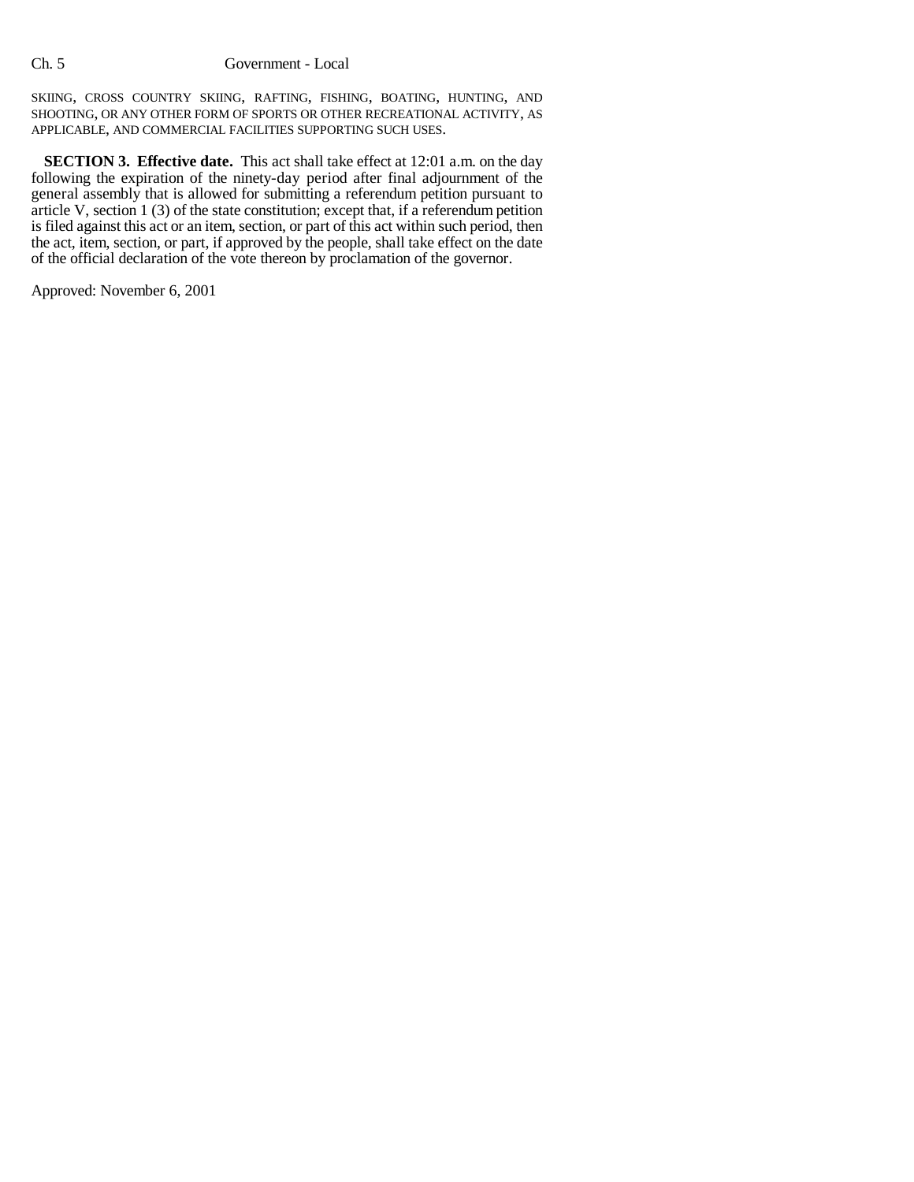SKIING, CROSS COUNTRY SKIING, RAFTING, FISHING, BOATING, HUNTING, AND SHOOTING, OR ANY OTHER FORM OF SPORTS OR OTHER RECREATIONAL ACTIVITY, AS APPLICABLE, AND COMMERCIAL FACILITIES SUPPORTING SUCH USES.

**SECTION 3. Effective date.** This act shall take effect at 12:01 a.m. on the day following the expiration of the ninety-day period after final adjournment of the general assembly that is allowed for submitting a referendum petition pursuant to article V, section 1 (3) of the state constitution; except that, if a referendum petition is filed against this act or an item, section, or part of this act within such period, then the act, item, section, or part, if approved by the people, shall take effect on the date of the official declaration of the vote thereon by proclamation of the governor.

Approved: November 6, 2001